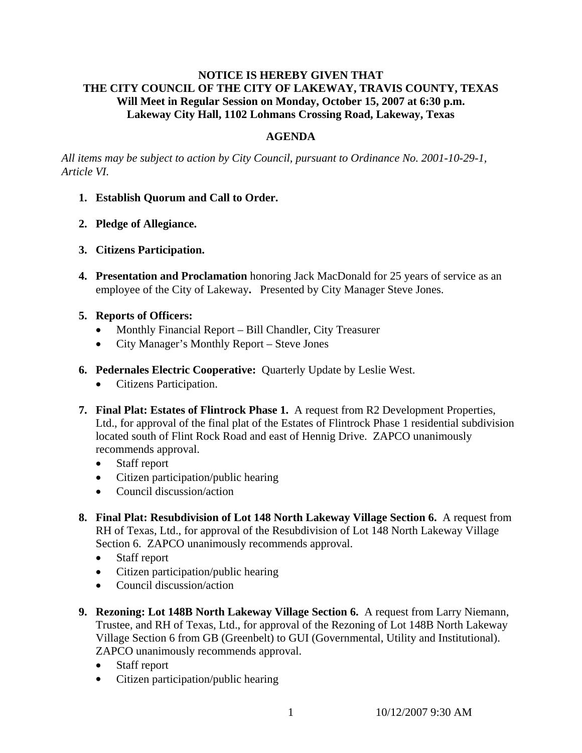**NOTICE IS HEREBY GIVEN THAT**
**THE CITY COUNCIL OF THE CITY OF LAKEWAY, TRAVIS COUNTY, TEXAS**
**Will Meet in Regular Session on Monday, October 15, 2007 at 6:30 p.m.**
**Lakeway City Hall, 1102 Lohmans Crossing Road, Lakeway, Texas**

## AGENDA

*All items may be subject to action by City Council, pursuant to Ordinance No. 2001-10-29-1, Article VI.*

1. **Establish Quorum and Call to Order.**

2. **Pledge of Allegiance.**

3. **Citizens Participation.**

4. **Presentation and Proclamation** honoring Jack MacDonald for 25 years of service as an employee of the City of Lakeway**.** Presented by City Manager Steve Jones.

5. **Reports of Officers:**
   - Monthly Financial Report – Bill Chandler, City Treasurer
   - City Manager's Monthly Report – Steve Jones

6. **Pedernales Electric Cooperative:** Quarterly Update by Leslie West.
   - Citizens Participation.

7. **Final Plat: Estates of Flintrock Phase 1.** A request from R2 Development Properties, Ltd., for approval of the final plat of the Estates of Flintrock Phase 1 residential subdivision located south of Flint Rock Road and east of Hennig Drive. ZAPCO unanimously recommends approval.
   - Staff report
   - Citizen participation/public hearing
   - Council discussion/action

8. **Final Plat: Resubdivision of Lot 148 North Lakeway Village Section 6.** A request from RH of Texas, Ltd., for approval of the Resubdivision of Lot 148 North Lakeway Village Section 6. ZAPCO unanimously recommends approval.
   - Staff report
   - Citizen participation/public hearing
   - Council discussion/action

9. **Rezoning: Lot 148B North Lakeway Village Section 6.** A request from Larry Niemann, Trustee, and RH of Texas, Ltd., for approval of the Rezoning of Lot 148B North Lakeway Village Section 6 from GB (Greenbelt) to GUI (Governmental, Utility and Institutional). ZAPCO unanimously recommends approval.
   - Staff report
   - Citizen participation/public hearing

10/12/2007 9:30 AM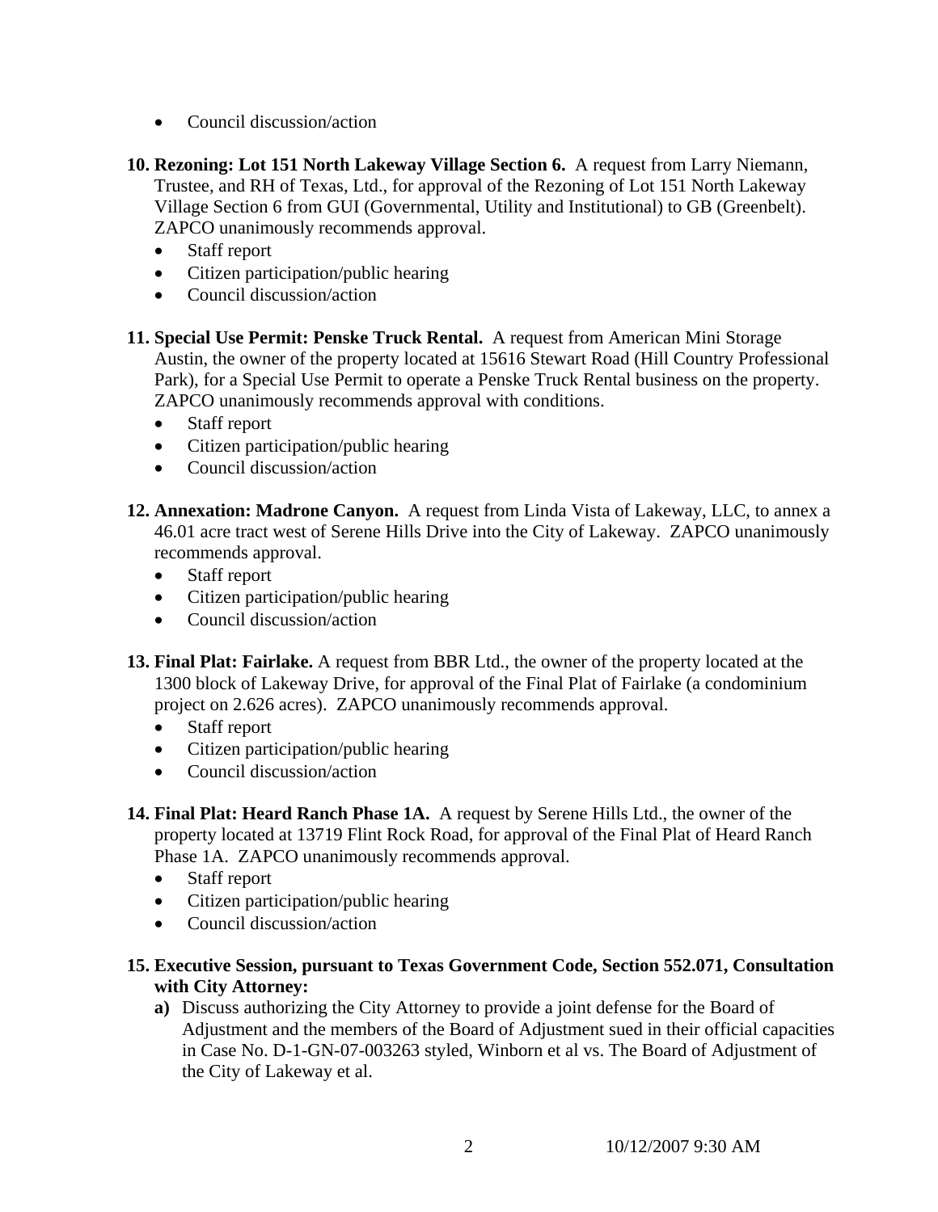- Council discussion/action

**10. Rezoning: Lot 151 North Lakeway Village Section 6.** A request from Larry Niemann, Trustee, and RH of Texas, Ltd., for approval of the Rezoning of Lot 151 North Lakeway Village Section 6 from GUI (Governmental, Utility and Institutional) to GB (Greenbelt). ZAPCO unanimously recommends approval.

- Staff report
- Citizen participation/public hearing
- Council discussion/action

**11. Special Use Permit: Penske Truck Rental.** A request from American Mini Storage Austin, the owner of the property located at 15616 Stewart Road (Hill Country Professional Park), for a Special Use Permit to operate a Penske Truck Rental business on the property. ZAPCO unanimously recommends approval with conditions.

- Staff report
- Citizen participation/public hearing
- Council discussion/action

**12. Annexation: Madrone Canyon.** A request from Linda Vista of Lakeway, LLC, to annex a 46.01 acre tract west of Serene Hills Drive into the City of Lakeway. ZAPCO unanimously recommends approval.

- Staff report
- Citizen participation/public hearing
- Council discussion/action

**13. Final Plat: Fairlake.** A request from BBR Ltd., the owner of the property located at the 1300 block of Lakeway Drive, for approval of the Final Plat of Fairlake (a condominium project on 2.626 acres). ZAPCO unanimously recommends approval.

- Staff report
- Citizen participation/public hearing
- Council discussion/action

**14. Final Plat: Heard Ranch Phase 1A.** A request by Serene Hills Ltd., the owner of the property located at 13719 Flint Rock Road, for approval of the Final Plat of Heard Ranch Phase 1A. ZAPCO unanimously recommends approval.

- Staff report
- Citizen participation/public hearing
- Council discussion/action

**15. Executive Session, pursuant to Texas Government Code, Section 552.071, Consultation with City Attorney:**

**a)** Discuss authorizing the City Attorney to provide a joint defense for the Board of Adjustment and the members of the Board of Adjustment sued in their official capacities in Case No. D-1-GN-07-003263 styled, Winborn et al vs. The Board of Adjustment of the City of Lakeway et al.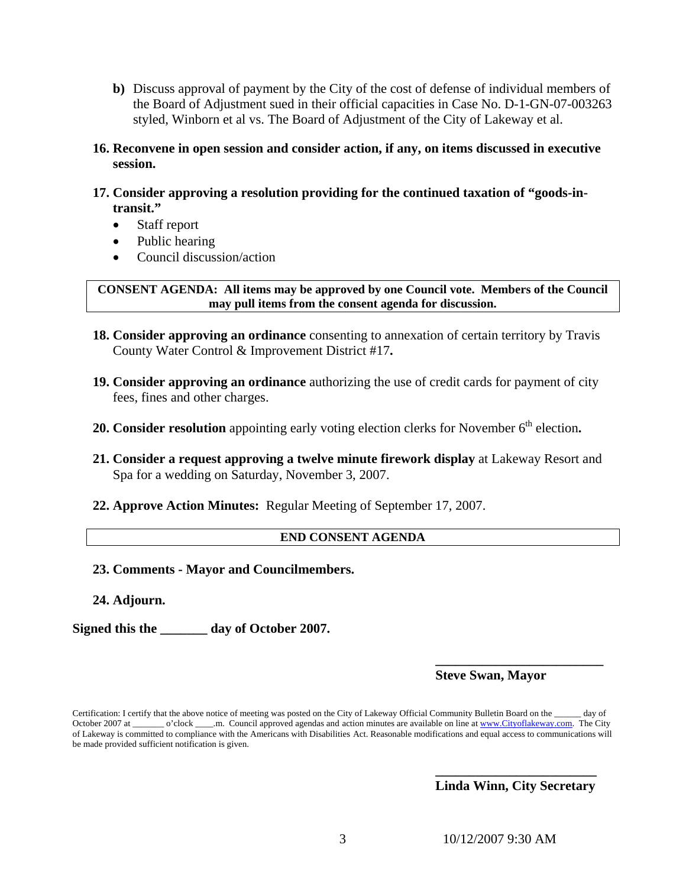b) Discuss approval of payment by the City of the cost of defense of individual members of the Board of Adjustment sued in their official capacities in Case No. D-1-GN-07-003263 styled, Winborn et al vs. The Board of Adjustment of the City of Lakeway et al.

**16. Reconvene in open session and consider action, if any, on items discussed in executive session.**

**17. Consider approving a resolution providing for the continued taxation of "goods-in-transit."**

- Staff report
- Public hearing
- Council discussion/action

**CONSENT AGENDA: All items may be approved by one Council vote. Members of the Council may pull items from the consent agenda for discussion.**

**18. Consider approving an ordinance** consenting to annexation of certain territory by Travis County Water Control & Improvement District #17**.**

**19. Consider approving an ordinance** authorizing the use of credit cards for payment of city fees, fines and other charges.

**20. Consider resolution** appointing early voting election clerks for November 6th election**.**

**21. Consider a request approving a twelve minute firework display** at Lakeway Resort and Spa for a wedding on Saturday, November 3, 2007.

**22. Approve Action Minutes:** Regular Meeting of September 17, 2007.

**END CONSENT AGENDA**

**23. Comments - Mayor and Councilmembers.**

**24. Adjourn.**

**Signed this the _______ day of October 2007.**

________________________

**Steve Swan, Mayor**

Certification: I certify that the above notice of meeting was posted on the City of Lakeway Official Community Bulletin Board on the ______ day of October 2007 at _______ o'clock ____.m. Council approved agendas and action minutes are available on line at www.Cityoflakeway.com. The City of Lakeway is committed to compliance with the Americans with Disabilities Act. Reasonable modifications and equal access to communications will be made provided sufficient notification is given.

________________________

**Linda Winn, City Secretary**

10/12/2007 9:30 AM